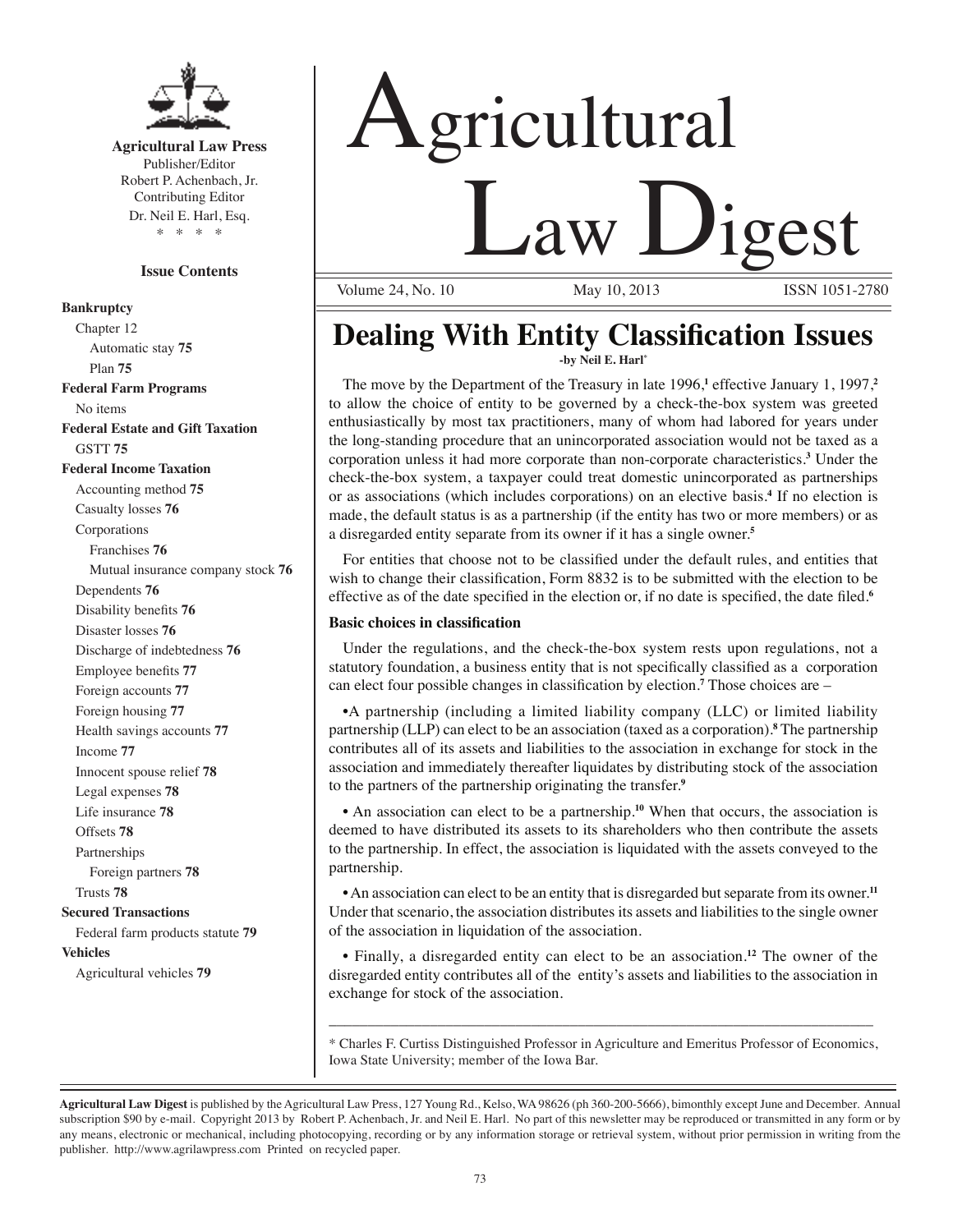**Agricultural Law Press**
Publisher/Editor
Robert P. Achenbach, Jr.
Contributing Editor
Dr. Neil E. Harl, Esq.
\* \* \* \*

**Issue Contents**

**Bankruptcy**
- Chapter 12
  - Automatic stay **75**
  - Plan **75**

**Federal Farm Programs**
- No items

**Federal Estate and Gift Taxation**
- GSTT **75**

**Federal Income Taxation**
- Accounting method **75**
- Casualty losses **76**
- Corporations
  - Franchises **76**
  - Mutual insurance company stock **76**
- Dependents **76**
- Disability benefits **76**
- Disaster losses **76**
- Discharge of indebtedness **76**
- Employee benefits **77**
- Foreign accounts **77**
- Foreign housing **77**
- Health savings accounts **77**
- Income **77**
- Innocent spouse relief **78**
- Legal expenses **78**
- Life insurance **78**
- Offsets **78**
- Partnerships
  - Foreign partners **78**
- Trusts **78**

**Secured Transactions**
- Federal farm products statute **79**

**Vehicles**
- Agricultural vehicles **79**

# Agricultural Law Digest

Volume 24, No. 10 May 10, 2013 ISSN 1051-2780

## Dealing With Entity Classification Issues

**-by Neil E. Harl\***

The move by the Department of the Treasury in late 1996,[1] effective January 1, 1997,[2] to allow the choice of entity to be governed by a check-the-box system was greeted enthusiastically by most tax practitioners, many of whom had labored for years under the long-standing procedure that an unincorporated association would not be taxed as a corporation unless it had more corporate than non-corporate characteristics.[3] Under the check-the-box system, a taxpayer could treat domestic unincorporated as partnerships or as associations (which includes corporations) on an elective basis.[4] If no election is made, the default status is as a partnership (if the entity has two or more members) or as a disregarded entity separate from its owner if it has a single owner.[5]

For entities that choose not to be classified under the default rules, and entities that wish to change their classification, Form 8832 is to be submitted with the election to be effective as of the date specified in the election or, if no date is specified, the date filed.[6]

### Basic choices in classification

Under the regulations, and the check-the-box system rests upon regulations, not a statutory foundation, a business entity that is not specifically classified as a corporation can elect four possible changes in classification by election.[7] Those choices are –

•A partnership (including a limited liability company (LLC) or limited liability partnership (LLP) can elect to be an association (taxed as a corporation).[8] The partnership contributes all of its assets and liabilities to the association in exchange for stock in the association and immediately thereafter liquidates by distributing stock of the association to the partners of the partnership originating the transfer.[9]

• An association can elect to be a partnership.[10] When that occurs, the association is deemed to have distributed its assets to its shareholders who then contribute the assets to the partnership. In effect, the association is liquidated with the assets conveyed to the partnership.

• An association can elect to be an entity that is disregarded but separate from its owner.[11] Under that scenario, the association distributes its assets and liabilities to the single owner of the association in liquidation of the association.

• Finally, a disregarded entity can elect to be an association.[12] The owner of the disregarded entity contributes all of the entity's assets and liabilities to the association in exchange for stock of the association.

---

\* Charles F. Curtiss Distinguished Professor in Agriculture and Emeritus Professor of Economics, Iowa State University; member of the Iowa Bar.

---

**Agricultural Law Digest** is published by the Agricultural Law Press, 127 Young Rd., Kelso, WA 98626 (ph 360-200-5666), bimonthly except June and December. Annual subscription $90 by e-mail. Copyright 2013 by Robert P. Achenbach, Jr. and Neil E. Harl. No part of this newsletter may be reproduced or transmitted in any form or by any means, electronic or mechanical, including photocopying, recording or by any information storage or retrieval system, without prior permission in writing from the publisher. http://www.agrilawpress.com Printed on recycled paper.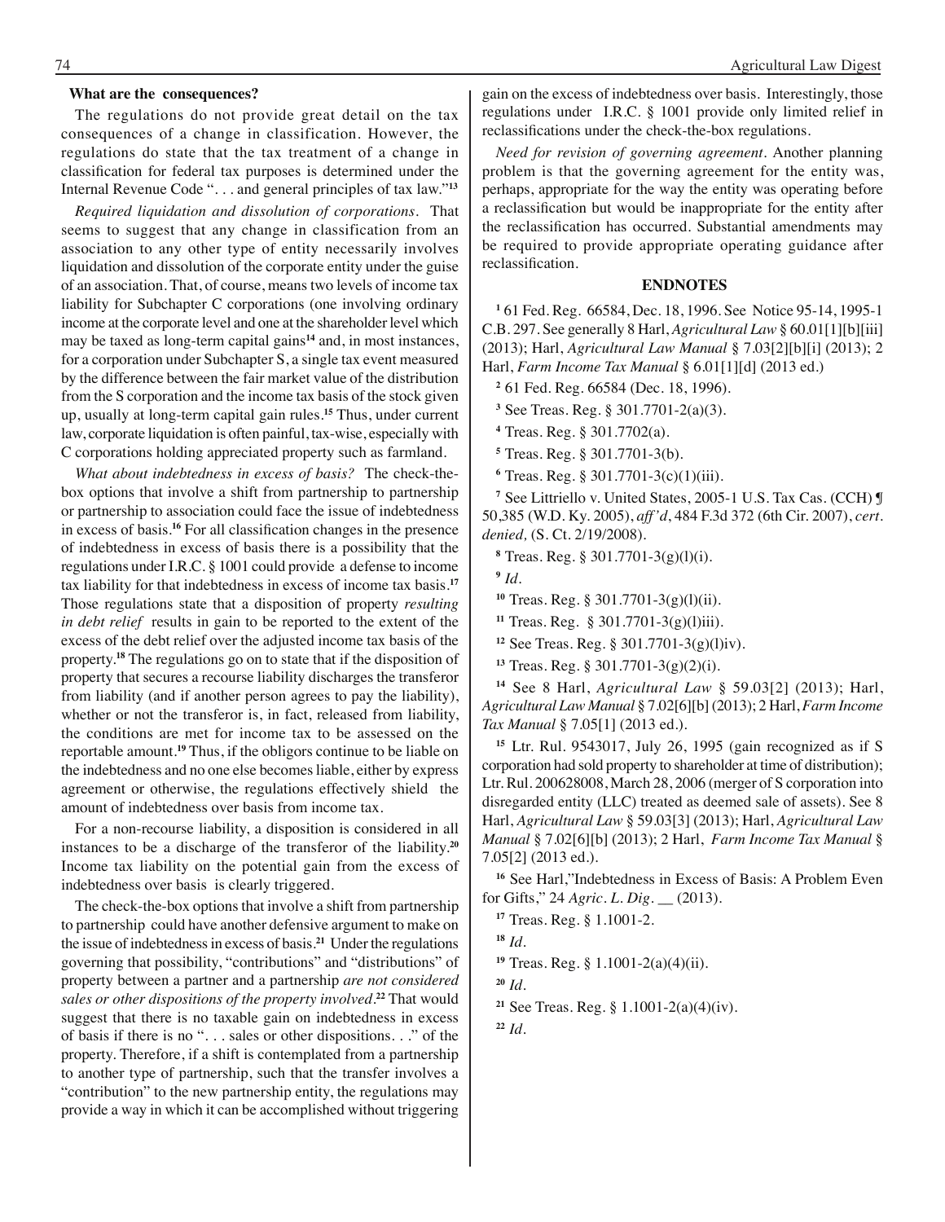**What are the consequences?**

The regulations do not provide great detail on the tax consequences of a change in classification. However, the regulations do state that the tax treatment of a change in classification for federal tax purposes is determined under the Internal Revenue Code ". . . and general principles of tax law."[13]

*Required liquidation and dissolution of corporations.* That seems to suggest that any change in classification from an association to any other type of entity necessarily involves liquidation and dissolution of the corporate entity under the guise of an association. That, of course, means two levels of income tax liability for Subchapter C corporations (one involving ordinary income at the corporate level and one at the shareholder level which may be taxed as long-term capital gains[14] and, in most instances, for a corporation under Subchapter S, a single tax event measured by the difference between the fair market value of the distribution from the S corporation and the income tax basis of the stock given up, usually at long-term capital gain rules.[15] Thus, under current law, corporate liquidation is often painful, tax-wise, especially with C corporations holding appreciated property such as farmland.

*What about indebtedness in excess of basis?* The check-the-box options that involve a shift from partnership to partnership or partnership to association could face the issue of indebtedness in excess of basis.[16] For all classification changes in the presence of indebtedness in excess of basis there is a possibility that the regulations under I.R.C. § 1001 could provide a defense to income tax liability for that indebtedness in excess of income tax basis.[17] Those regulations state that a disposition of property *resulting in debt relief* results in gain to be reported to the extent of the excess of the debt relief over the adjusted income tax basis of the property.[18] The regulations go on to state that if the disposition of property that secures a recourse liability discharges the transferor from liability (and if another person agrees to pay the liability), whether or not the transferor is, in fact, released from liability, the conditions are met for income tax to be assessed on the reportable amount.[19] Thus, if the obligors continue to be liable on the indebtedness and no one else becomes liable, either by express agreement or otherwise, the regulations effectively shield the amount of indebtedness over basis from income tax.

For a non-recourse liability, a disposition is considered in all instances to be a discharge of the transferor of the liability.[20] Income tax liability on the potential gain from the excess of indebtedness over basis is clearly triggered.

The check-the-box options that involve a shift from partnership to partnership could have another defensive argument to make on the issue of indebtedness in excess of basis.[21] Under the regulations governing that possibility, "contributions" and "distributions" of property between a partner and a partnership *are not considered sales or other dispositions of the property involved*.[22] That would suggest that there is no taxable gain on indebtedness in excess of basis if there is no ". . . sales or other dispositions. . ." of the property. Therefore, if a shift is contemplated from a partnership to another type of partnership, such that the transfer involves a "contribution" to the new partnership entity, the regulations may provide a way in which it can be accomplished without triggering gain on the excess of indebtedness over basis. Interestingly, those regulations under I.R.C. § 1001 provide only limited relief in reclassifications under the check-the-box regulations.

*Need for revision of governing agreement.* Another planning problem is that the governing agreement for the entity was, perhaps, appropriate for the way the entity was operating before a reclassification but would be inappropriate for the entity after the reclassification has occurred. Substantial amendments may be required to provide appropriate operating guidance after reclassification.

## ENDNOTES

[1] 61 Fed. Reg. 66584, Dec. 18, 1996. See Notice 95-14, 1995-1 C.B. 297. See generally 8 Harl, *Agricultural Law* § 60.01[1][b][iii] (2013); Harl, *Agricultural Law Manual* § 7.03[2][b][i] (2013); 2 Harl, *Farm Income Tax Manual* § 6.01[1][d] (2013 ed.)

[2] 61 Fed. Reg. 66584 (Dec. 18, 1996).

[3] See Treas. Reg. § 301.7701-2(a)(3).

[4] Treas. Reg. § 301.7702(a).

[5] Treas. Reg. § 301.7701-3(b).

[6] Treas. Reg. § 301.7701-3(c)(1)(iii).

[7] See Littriello v. United States, 2005-1 U.S. Tax Cas. (CCH) ¶ 50,385 (W.D. Ky. 2005), *aff'd*, 484 F.3d 372 (6th Cir. 2007), *cert. denied,* (S. Ct. 2/19/2008).

[8] Treas. Reg. § 301.7701-3(g)(l)(i).

[9] *Id.*

[10] Treas. Reg. § 301.7701-3(g)(l)(ii).

[11] Treas. Reg. § 301.7701-3(g)(l)iii).

[12] See Treas. Reg. § 301.7701-3(g)(l)iv).

[13] Treas. Reg. § 301.7701-3(g)(2)(i).

[14] See 8 Harl, *Agricultural Law* § 59.03[2] (2013); Harl, *Agricultural Law Manual* § 7.02[6][b] (2013); 2 Harl, *Farm Income Tax Manual* § 7.05[1] (2013 ed.).

[15] Ltr. Rul. 9543017, July 26, 1995 (gain recognized as if S corporation had sold property to shareholder at time of distribution); Ltr. Rul. 200628008, March 28, 2006 (merger of S corporation into disregarded entity (LLC) treated as deemed sale of assets). See 8 Harl, *Agricultural Law* § 59.03[3] (2013); Harl, *Agricultural Law Manual* § 7.02[6][b] (2013); 2 Harl, *Farm Income Tax Manual* § 7.05[2] (2013 ed.).

[16] See Harl,"Indebtedness in Excess of Basis: A Problem Even for Gifts," 24 *Agric. L. Dig.* __ (2013).

[17] Treas. Reg. § 1.1001-2.

[18] *Id.*

[19] Treas. Reg. § 1.1001-2(a)(4)(ii).

[20] *Id.*

[21] See Treas. Reg. § 1.1001-2(a)(4)(iv).

[22] *Id.*